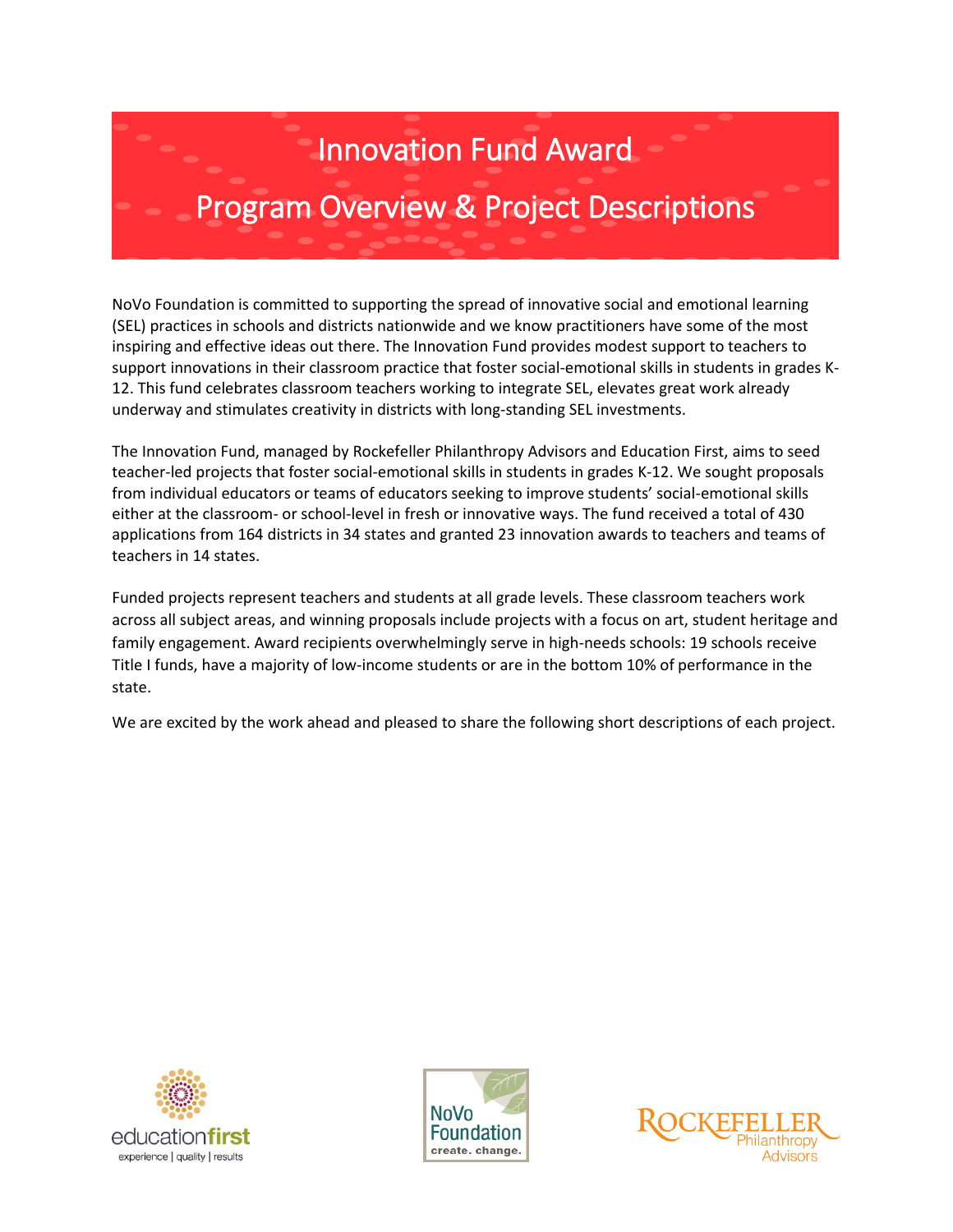# Innovation Fund Award

## Program Overview & Project Descriptions

NoVo Foundation is committed to supporting the spread of innovative social and emotional learning (SEL) practices in schools and districts nationwide and we know practitioners have some of the most inspiring and effective ideas out there. The Innovation Fund provides modest support to teachers to support innovations in their classroom practice that foster social-emotional skills in students in grades K-12. This fund celebrates classroom teachers working to integrate SEL, elevates great work already underway and stimulates creativity in districts with long-standing SEL investments.

The Innovation Fund, managed by Rockefeller Philanthropy Advisors and Education First, aims to seed teacher-led projects that foster social-emotional skills in students in grades K-12. We sought proposals from individual educators or teams of educators seeking to improve students' social-emotional skills either at the classroom- or school-level in fresh or innovative ways. The fund received a total of 430 applications from 164 districts in 34 states and granted 23 innovation awards to teachers and teams of teachers in 14 states.

Funded projects represent teachers and students at all grade levels. These classroom teachers work across all subject areas, and winning proposals include projects with a focus on art, student heritage and family engagement. Award recipients overwhelmingly serve in high-needs schools: 19 schools receive Title I funds, have a majority of low-income students or are in the bottom 10% of performance in the state.

We are excited by the work ahead and pleased to share the following short descriptions of each project.

educationfirst
experience | quality | results

NoVo Foundation
create. change.

Rockefeller Philanthropy Advisors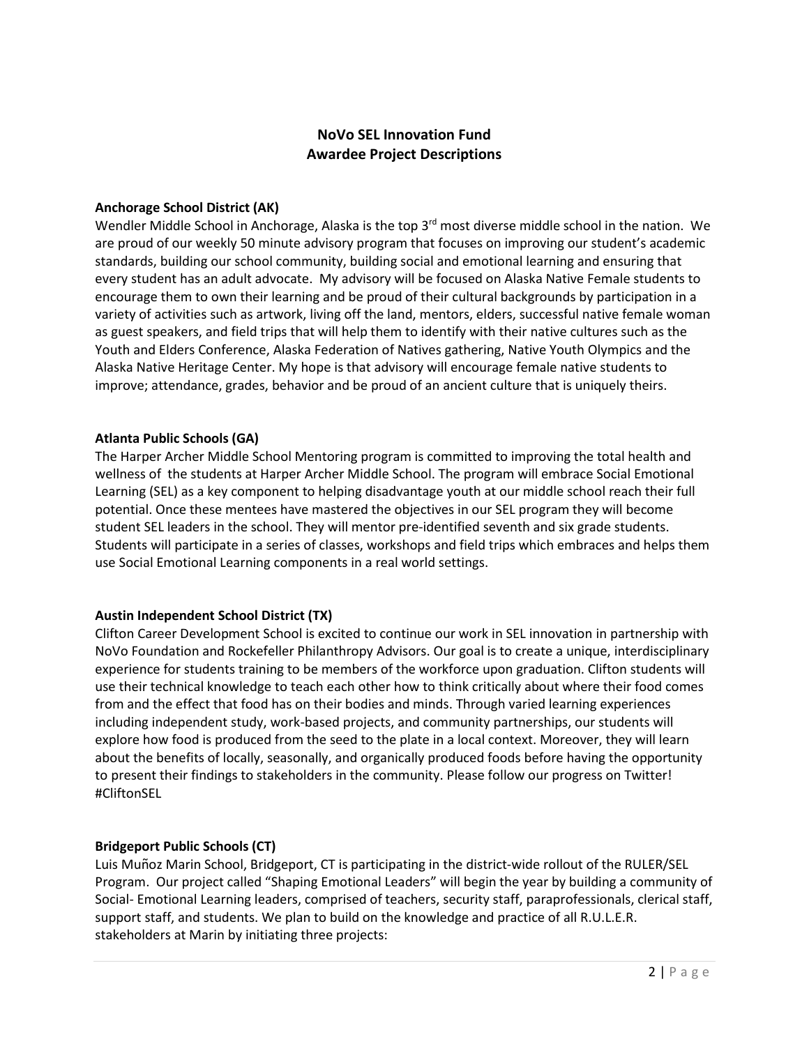# NoVo SEL Innovation Fund
# Awardee Project Descriptions

**Anchorage School District (AK)**

Wendler Middle School in Anchorage, Alaska is the top 3rd most diverse middle school in the nation. We are proud of our weekly 50 minute advisory program that focuses on improving our student's academic standards, building our school community, building social and emotional learning and ensuring that every student has an adult advocate. My advisory will be focused on Alaska Native Female students to encourage them to own their learning and be proud of their cultural backgrounds by participation in a variety of activities such as artwork, living off the land, mentors, elders, successful native female woman as guest speakers, and field trips that will help them to identify with their native cultures such as the Youth and Elders Conference, Alaska Federation of Natives gathering, Native Youth Olympics and the Alaska Native Heritage Center. My hope is that advisory will encourage female native students to improve; attendance, grades, behavior and be proud of an ancient culture that is uniquely theirs.

**Atlanta Public Schools (GA)**

The Harper Archer Middle School Mentoring program is committed to improving the total health and wellness of the students at Harper Archer Middle School. The program will embrace Social Emotional Learning (SEL) as a key component to helping disadvantage youth at our middle school reach their full potential. Once these mentees have mastered the objectives in our SEL program they will become student SEL leaders in the school. They will mentor pre-identified seventh and six grade students. Students will participate in a series of classes, workshops and field trips which embraces and helps them use Social Emotional Learning components in a real world settings.

**Austin Independent School District (TX)**

Clifton Career Development School is excited to continue our work in SEL innovation in partnership with NoVo Foundation and Rockefeller Philanthropy Advisors. Our goal is to create a unique, interdisciplinary experience for students training to be members of the workforce upon graduation. Clifton students will use their technical knowledge to teach each other how to think critically about where their food comes from and the effect that food has on their bodies and minds. Through varied learning experiences including independent study, work-based projects, and community partnerships, our students will explore how food is produced from the seed to the plate in a local context. Moreover, they will learn about the benefits of locally, seasonally, and organically produced foods before having the opportunity to present their findings to stakeholders in the community. Please follow our progress on Twitter! #CliftonSEL

**Bridgeport Public Schools (CT)**

Luis Muñoz Marin School, Bridgeport, CT is participating in the district-wide rollout of the RULER/SEL Program. Our project called "Shaping Emotional Leaders" will begin the year by building a community of Social- Emotional Learning leaders, comprised of teachers, security staff, paraprofessionals, clerical staff, support staff, and students. We plan to build on the knowledge and practice of all R.U.L.E.R. stakeholders at Marin by initiating three projects: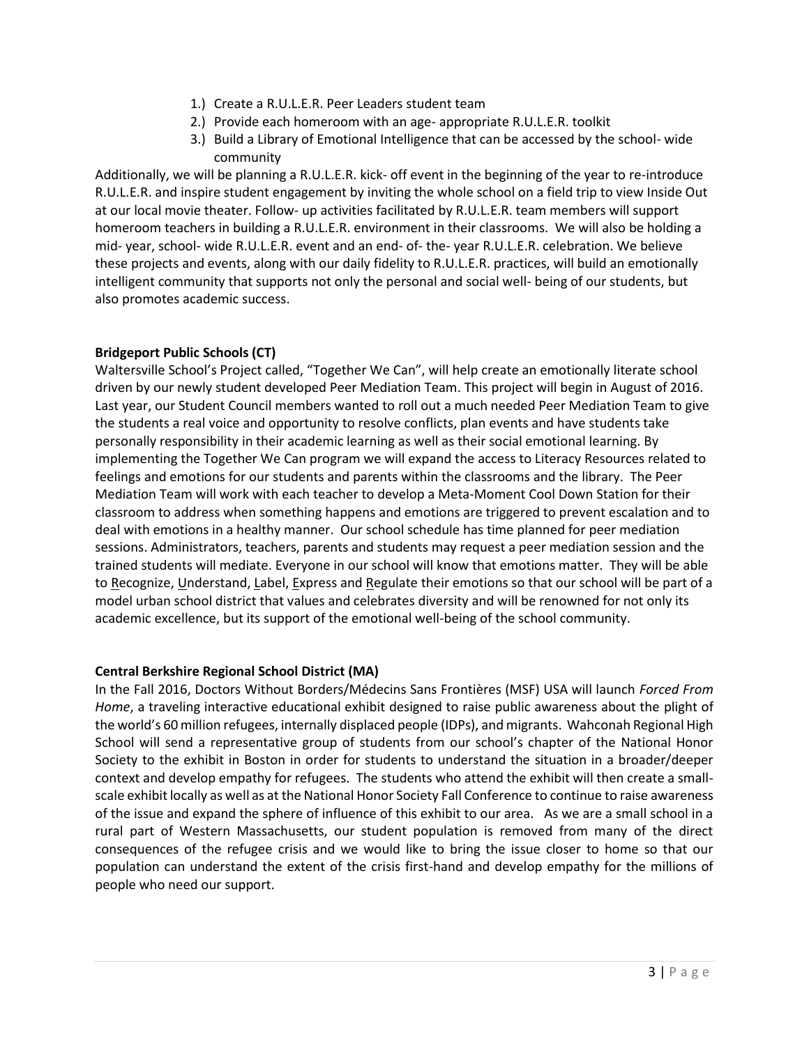1.) Create a R.U.L.E.R. Peer Leaders student team
2.) Provide each homeroom with an age- appropriate R.U.L.E.R. toolkit
3.) Build a Library of Emotional Intelligence that can be accessed by the school- wide community

Additionally, we will be planning a R.U.L.E.R. kick- off event in the beginning of the year to re-introduce R.U.L.E.R. and inspire student engagement by inviting the whole school on a field trip to view Inside Out at our local movie theater. Follow- up activities facilitated by R.U.L.E.R. team members will support homeroom teachers in building a R.U.L.E.R. environment in their classrooms. We will also be holding a mid- year, school- wide R.U.L.E.R. event and an end- of- the- year R.U.L.E.R. celebration. We believe these projects and events, along with our daily fidelity to R.U.L.E.R. practices, will build an emotionally intelligent community that supports not only the personal and social well- being of our students, but also promotes academic success.

**Bridgeport Public Schools (CT)**

Waltersville School's Project called, "Together We Can", will help create an emotionally literate school driven by our newly student developed Peer Mediation Team. This project will begin in August of 2016. Last year, our Student Council members wanted to roll out a much needed Peer Mediation Team to give the students a real voice and opportunity to resolve conflicts, plan events and have students take personally responsibility in their academic learning as well as their social emotional learning. By implementing the Together We Can program we will expand the access to Literacy Resources related to feelings and emotions for our students and parents within the classrooms and the library. The Peer Mediation Team will work with each teacher to develop a Meta-Moment Cool Down Station for their classroom to address when something happens and emotions are triggered to prevent escalation and to deal with emotions in a healthy manner. Our school schedule has time planned for peer mediation sessions. Administrators, teachers, parents and students may request a peer mediation session and the trained students will mediate. Everyone in our school will know that emotions matter. They will be able to Recognize, Understand, Label, Express and Regulate their emotions so that our school will be part of a model urban school district that values and celebrates diversity and will be renowned for not only its academic excellence, but its support of the emotional well-being of the school community.

**Central Berkshire Regional School District (MA)**

In the Fall 2016, Doctors Without Borders/Médecins Sans Frontières (MSF) USA will launch *Forced From Home*, a traveling interactive educational exhibit designed to raise public awareness about the plight of the world's 60 million refugees, internally displaced people (IDPs), and migrants. Wahconah Regional High School will send a representative group of students from our school's chapter of the National Honor Society to the exhibit in Boston in order for students to understand the situation in a broader/deeper context and develop empathy for refugees. The students who attend the exhibit will then create a small-scale exhibit locally as well as at the National Honor Society Fall Conference to continue to raise awareness of the issue and expand the sphere of influence of this exhibit to our area. As we are a small school in a rural part of Western Massachusetts, our student population is removed from many of the direct consequences of the refugee crisis and we would like to bring the issue closer to home so that our population can understand the extent of the crisis first-hand and develop empathy for the millions of people who need our support.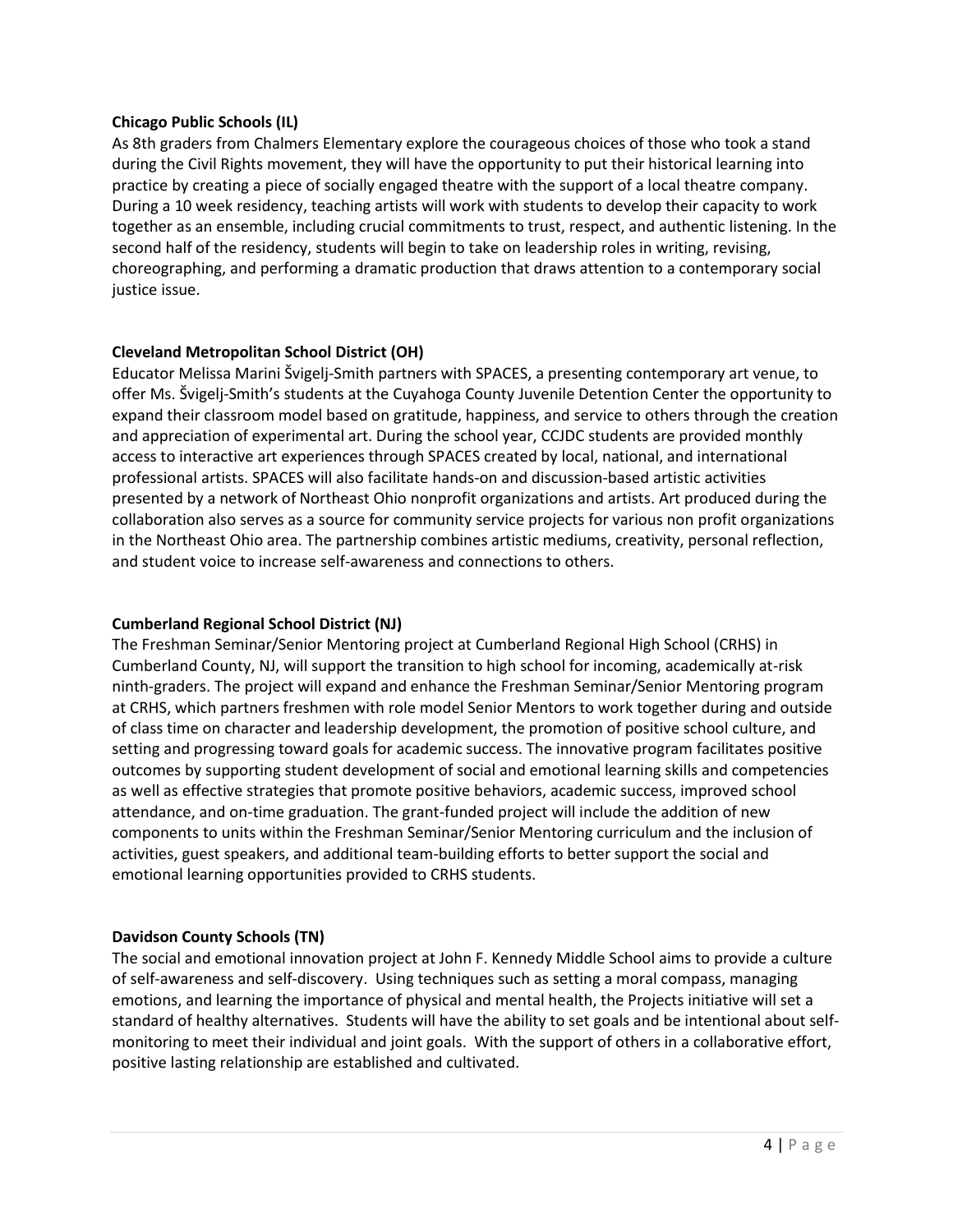**Chicago Public Schools (IL)**
As 8th graders from Chalmers Elementary explore the courageous choices of those who took a stand during the Civil Rights movement, they will have the opportunity to put their historical learning into practice by creating a piece of socially engaged theatre with the support of a local theatre company. During a 10 week residency, teaching artists will work with students to develop their capacity to work together as an ensemble, including crucial commitments to trust, respect, and authentic listening. In the second half of the residency, students will begin to take on leadership roles in writing, revising, choreographing, and performing a dramatic production that draws attention to a contemporary social justice issue.

**Cleveland Metropolitan School District (OH)**
Educator Melissa Marini Švigelj-Smith partners with SPACES, a presenting contemporary art venue, to offer Ms. Švigelj-Smith's students at the Cuyahoga County Juvenile Detention Center the opportunity to expand their classroom model based on gratitude, happiness, and service to others through the creation and appreciation of experimental art. During the school year, CCJDC students are provided monthly access to interactive art experiences through SPACES created by local, national, and international professional artists. SPACES will also facilitate hands-on and discussion-based artistic activities presented by a network of Northeast Ohio nonprofit organizations and artists. Art produced during the collaboration also serves as a source for community service projects for various non profit organizations in the Northeast Ohio area. The partnership combines artistic mediums, creativity, personal reflection, and student voice to increase self-awareness and connections to others.

**Cumberland Regional School District (NJ)**
The Freshman Seminar/Senior Mentoring project at Cumberland Regional High School (CRHS) in Cumberland County, NJ, will support the transition to high school for incoming, academically at-risk ninth-graders. The project will expand and enhance the Freshman Seminar/Senior Mentoring program at CRHS, which partners freshmen with role model Senior Mentors to work together during and outside of class time on character and leadership development, the promotion of positive school culture, and setting and progressing toward goals for academic success. The innovative program facilitates positive outcomes by supporting student development of social and emotional learning skills and competencies as well as effective strategies that promote positive behaviors, academic success, improved school attendance, and on-time graduation. The grant-funded project will include the addition of new components to units within the Freshman Seminar/Senior Mentoring curriculum and the inclusion of activities, guest speakers, and additional team-building efforts to better support the social and emotional learning opportunities provided to CRHS students.

**Davidson County Schools (TN)**
The social and emotional innovation project at John F. Kennedy Middle School aims to provide a culture of self-awareness and self-discovery. Using techniques such as setting a moral compass, managing emotions, and learning the importance of physical and mental health, the Projects initiative will set a standard of healthy alternatives. Students will have the ability to set goals and be intentional about self-monitoring to meet their individual and joint goals. With the support of others in a collaborative effort, positive lasting relationship are established and cultivated.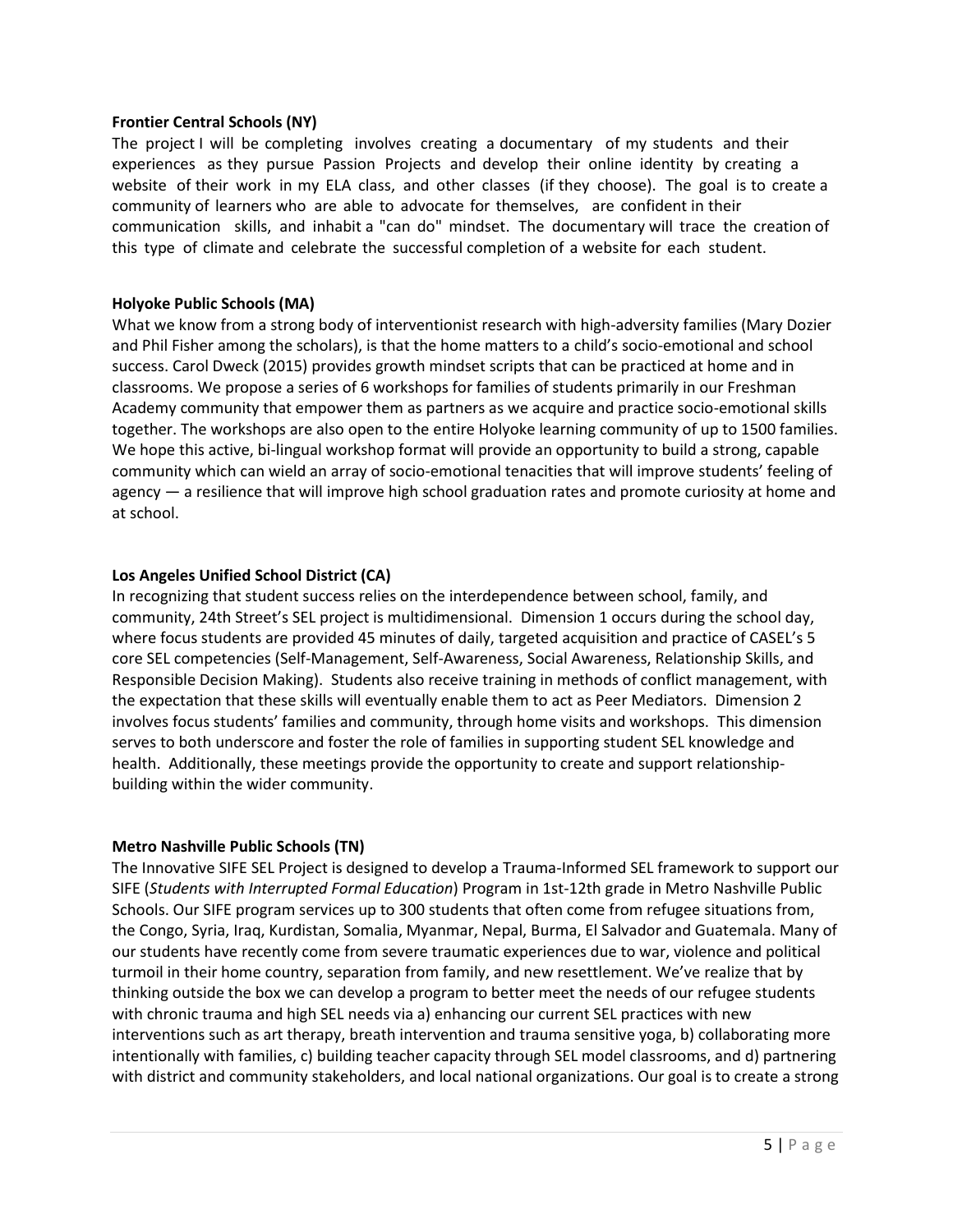**Frontier Central Schools (NY)**

The project I will be completing involves creating a documentary of my students and their experiences as they pursue Passion Projects and develop their online identity by creating a website of their work in my ELA class, and other classes (if they choose). The goal is to create a community of learners who are able to advocate for themselves, are confident in their communication skills, and inhabit a "can do" mindset. The documentary will trace the creation of this type of climate and celebrate the successful completion of a website for each student.

**Holyoke Public Schools (MA)**

What we know from a strong body of interventionist research with high-adversity families (Mary Dozier and Phil Fisher among the scholars), is that the home matters to a child's socio-emotional and school success. Carol Dweck (2015) provides growth mindset scripts that can be practiced at home and in classrooms. We propose a series of 6 workshops for families of students primarily in our Freshman Academy community that empower them as partners as we acquire and practice socio-emotional skills together. The workshops are also open to the entire Holyoke learning community of up to 1500 families. We hope this active, bi-lingual workshop format will provide an opportunity to build a strong, capable community which can wield an array of socio-emotional tenacities that will improve students' feeling of agency — a resilience that will improve high school graduation rates and promote curiosity at home and at school.

**Los Angeles Unified School District (CA)**

In recognizing that student success relies on the interdependence between school, family, and community, 24th Street's SEL project is multidimensional. Dimension 1 occurs during the school day, where focus students are provided 45 minutes of daily, targeted acquisition and practice of CASEL's 5 core SEL competencies (Self-Management, Self-Awareness, Social Awareness, Relationship Skills, and Responsible Decision Making). Students also receive training in methods of conflict management, with the expectation that these skills will eventually enable them to act as Peer Mediators. Dimension 2 involves focus students' families and community, through home visits and workshops. This dimension serves to both underscore and foster the role of families in supporting student SEL knowledge and health. Additionally, these meetings provide the opportunity to create and support relationship-building within the wider community.

**Metro Nashville Public Schools (TN)**

The Innovative SIFE SEL Project is designed to develop a Trauma-Informed SEL framework to support our SIFE (*Students with Interrupted Formal Education*) Program in 1st-12th grade in Metro Nashville Public Schools. Our SIFE program services up to 300 students that often come from refugee situations from, the Congo, Syria, Iraq, Kurdistan, Somalia, Myanmar, Nepal, Burma, El Salvador and Guatemala. Many of our students have recently come from severe traumatic experiences due to war, violence and political turmoil in their home country, separation from family, and new resettlement. We've realize that by thinking outside the box we can develop a program to better meet the needs of our refugee students with chronic trauma and high SEL needs via a) enhancing our current SEL practices with new interventions such as art therapy, breath intervention and trauma sensitive yoga, b) collaborating more intentionally with families, c) building teacher capacity through SEL model classrooms, and d) partnering with district and community stakeholders, and local national organizations. Our goal is to create a strong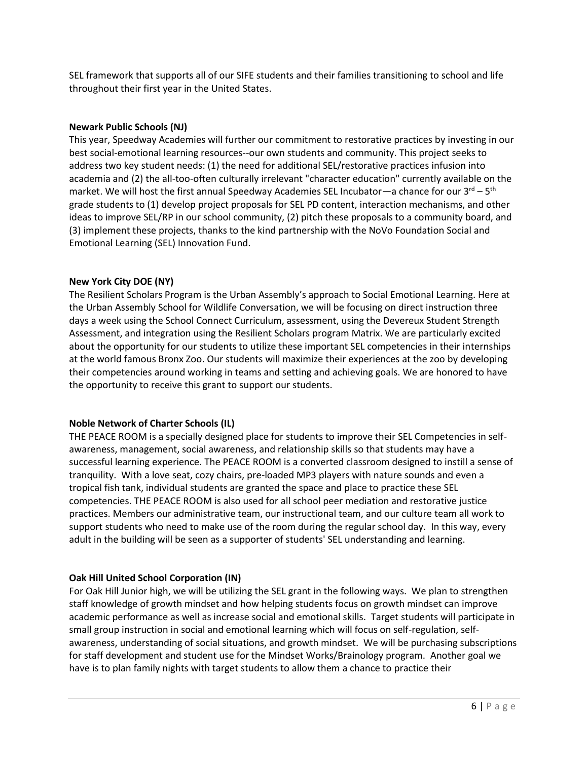SEL framework that supports all of our SIFE students and their families transitioning to school and life throughout their first year in the United States.

**Newark Public Schools (NJ)**

This year, Speedway Academies will further our commitment to restorative practices by investing in our best social-emotional learning resources--our own students and community. This project seeks to address two key student needs: (1) the need for additional SEL/restorative practices infusion into academia and (2) the all-too-often culturally irrelevant "character education" currently available on the market. We will host the first annual Speedway Academies SEL Incubator—a chance for our 3rd – 5th grade students to (1) develop project proposals for SEL PD content, interaction mechanisms, and other ideas to improve SEL/RP in our school community, (2) pitch these proposals to a community board, and (3) implement these projects, thanks to the kind partnership with the NoVo Foundation Social and Emotional Learning (SEL) Innovation Fund.

**New York City DOE (NY)**

The Resilient Scholars Program is the Urban Assembly's approach to Social Emotional Learning. Here at the Urban Assembly School for Wildlife Conversation, we will be focusing on direct instruction three days a week using the School Connect Curriculum, assessment, using the Devereux Student Strength Assessment, and integration using the Resilient Scholars program Matrix. We are particularly excited about the opportunity for our students to utilize these important SEL competencies in their internships at the world famous Bronx Zoo. Our students will maximize their experiences at the zoo by developing their competencies around working in teams and setting and achieving goals. We are honored to have the opportunity to receive this grant to support our students.

**Noble Network of Charter Schools (IL)**

THE PEACE ROOM is a specially designed place for students to improve their SEL Competencies in self-awareness, management, social awareness, and relationship skills so that students may have a successful learning experience. The PEACE ROOM is a converted classroom designed to instill a sense of tranquility. With a love seat, cozy chairs, pre-loaded MP3 players with nature sounds and even a tropical fish tank, individual students are granted the space and place to practice these SEL competencies. THE PEACE ROOM is also used for all school peer mediation and restorative justice practices. Members our administrative team, our instructional team, and our culture team all work to support students who need to make use of the room during the regular school day. In this way, every adult in the building will be seen as a supporter of students' SEL understanding and learning.

**Oak Hill United School Corporation (IN)**

For Oak Hill Junior high, we will be utilizing the SEL grant in the following ways. We plan to strengthen staff knowledge of growth mindset and how helping students focus on growth mindset can improve academic performance as well as increase social and emotional skills. Target students will participate in small group instruction in social and emotional learning which will focus on self-regulation, self-awareness, understanding of social situations, and growth mindset. We will be purchasing subscriptions for staff development and student use for the Mindset Works/Brainology program. Another goal we have is to plan family nights with target students to allow them a chance to practice their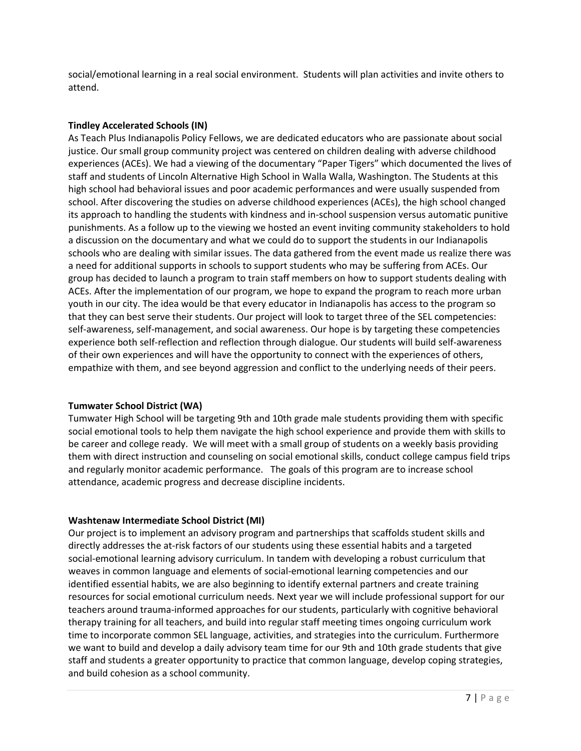social/emotional learning in a real social environment. Students will plan activities and invite others to attend.

**Tindley Accelerated Schools (IN)**

As Teach Plus Indianapolis Policy Fellows, we are dedicated educators who are passionate about social justice. Our small group community project was centered on children dealing with adverse childhood experiences (ACEs). We had a viewing of the documentary "Paper Tigers" which documented the lives of staff and students of Lincoln Alternative High School in Walla Walla, Washington. The Students at this high school had behavioral issues and poor academic performances and were usually suspended from school. After discovering the studies on adverse childhood experiences (ACEs), the high school changed its approach to handling the students with kindness and in-school suspension versus automatic punitive punishments. As a follow up to the viewing we hosted an event inviting community stakeholders to hold a discussion on the documentary and what we could do to support the students in our Indianapolis schools who are dealing with similar issues. The data gathered from the event made us realize there was a need for additional supports in schools to support students who may be suffering from ACEs. Our group has decided to launch a program to train staff members on how to support students dealing with ACEs. After the implementation of our program, we hope to expand the program to reach more urban youth in our city. The idea would be that every educator in Indianapolis has access to the program so that they can best serve their students. Our project will look to target three of the SEL competencies: self-awareness, self-management, and social awareness. Our hope is by targeting these competencies experience both self-reflection and reflection through dialogue. Our students will build self-awareness of their own experiences and will have the opportunity to connect with the experiences of others, empathize with them, and see beyond aggression and conflict to the underlying needs of their peers.

**Tumwater School District (WA)**

Tumwater High School will be targeting 9th and 10th grade male students providing them with specific social emotional tools to help them navigate the high school experience and provide them with skills to be career and college ready. We will meet with a small group of students on a weekly basis providing them with direct instruction and counseling on social emotional skills, conduct college campus field trips and regularly monitor academic performance. The goals of this program are to increase school attendance, academic progress and decrease discipline incidents.

**Washtenaw Intermediate School District (MI)**

Our project is to implement an advisory program and partnerships that scaffolds student skills and directly addresses the at-risk factors of our students using these essential habits and a targeted social-emotional learning advisory curriculum. In tandem with developing a robust curriculum that weaves in common language and elements of social-emotional learning competencies and our identified essential habits, we are also beginning to identify external partners and create training resources for social emotional curriculum needs. Next year we will include professional support for our teachers around trauma-informed approaches for our students, particularly with cognitive behavioral therapy training for all teachers, and build into regular staff meeting times ongoing curriculum work time to incorporate common SEL language, activities, and strategies into the curriculum. Furthermore we want to build and develop a daily advisory team time for our 9th and 10th grade students that give staff and students a greater opportunity to practice that common language, develop coping strategies, and build cohesion as a school community.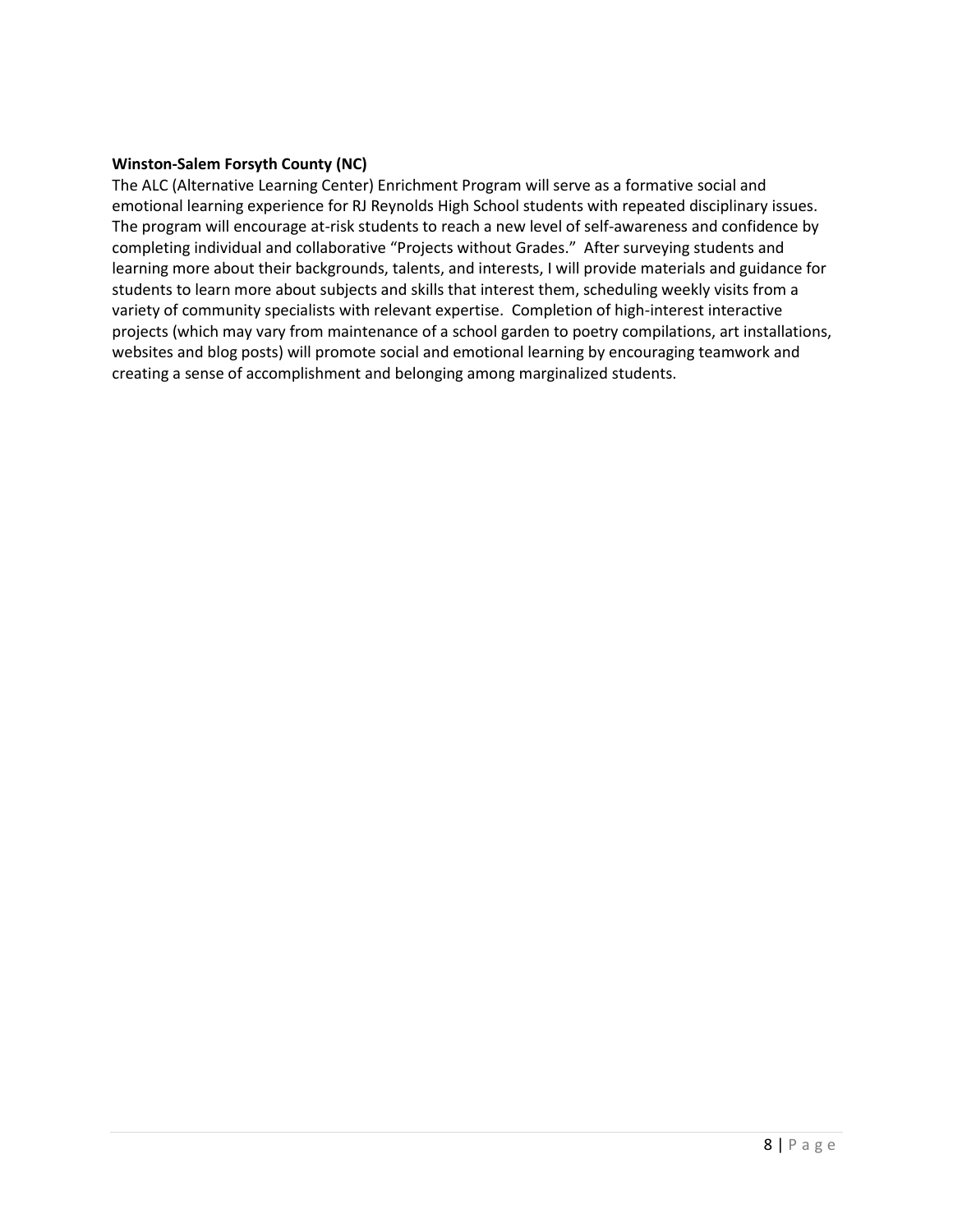**Winston-Salem Forsyth County (NC)**

The ALC (Alternative Learning Center) Enrichment Program will serve as a formative social and emotional learning experience for RJ Reynolds High School students with repeated disciplinary issues. The program will encourage at-risk students to reach a new level of self-awareness and confidence by completing individual and collaborative "Projects without Grades." After surveying students and learning more about their backgrounds, talents, and interests, I will provide materials and guidance for students to learn more about subjects and skills that interest them, scheduling weekly visits from a variety of community specialists with relevant expertise. Completion of high-interest interactive projects (which may vary from maintenance of a school garden to poetry compilations, art installations, websites and blog posts) will promote social and emotional learning by encouraging teamwork and creating a sense of accomplishment and belonging among marginalized students.